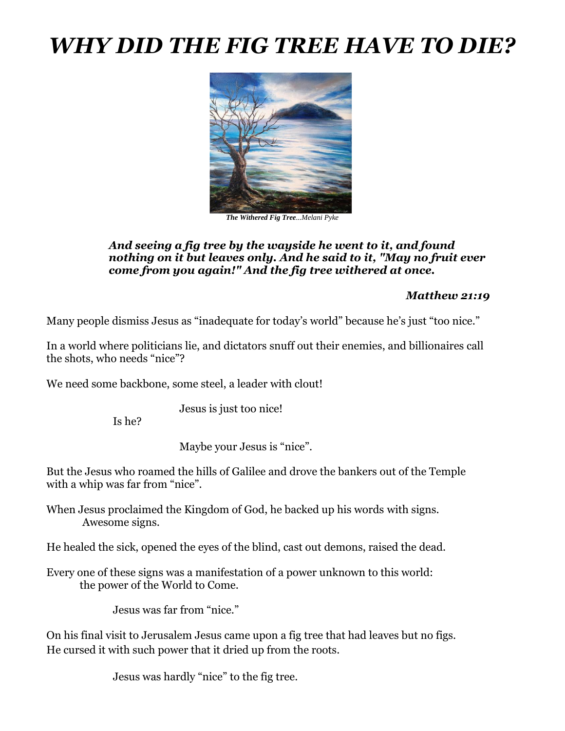# *WHY DID THE FIG TREE HAVE TO DIE?*

***The Withered Fig Tree****...Melani Pyke*

> ***And seeing a fig tree by the wayside he went to it, and found nothing on it but leaves only. And he said to it, "May no fruit ever come from you again!" And the fig tree withered at once.***
>
> ***Matthew 21:19***

Many people dismiss Jesus as "inadequate for today's world" because he's just "too nice."

In a world where politicians lie, and dictators snuff out their enemies, and billionaires call the shots, who needs "nice"?

We need some backbone, some steel, a leader with clout!

Jesus is just too nice!

Is he?

Maybe your Jesus is "nice".

But the Jesus who roamed the hills of Galilee and drove the bankers out of the Temple with a whip was far from "nice".

When Jesus proclaimed the Kingdom of God, he backed up his words with signs. Awesome signs.

He healed the sick, opened the eyes of the blind, cast out demons, raised the dead.

Every one of these signs was a manifestation of a power unknown to this world: the power of the World to Come.

Jesus was far from "nice."

On his final visit to Jerusalem Jesus came upon a fig tree that had leaves but no figs. He cursed it with such power that it dried up from the roots.

Jesus was hardly "nice" to the fig tree.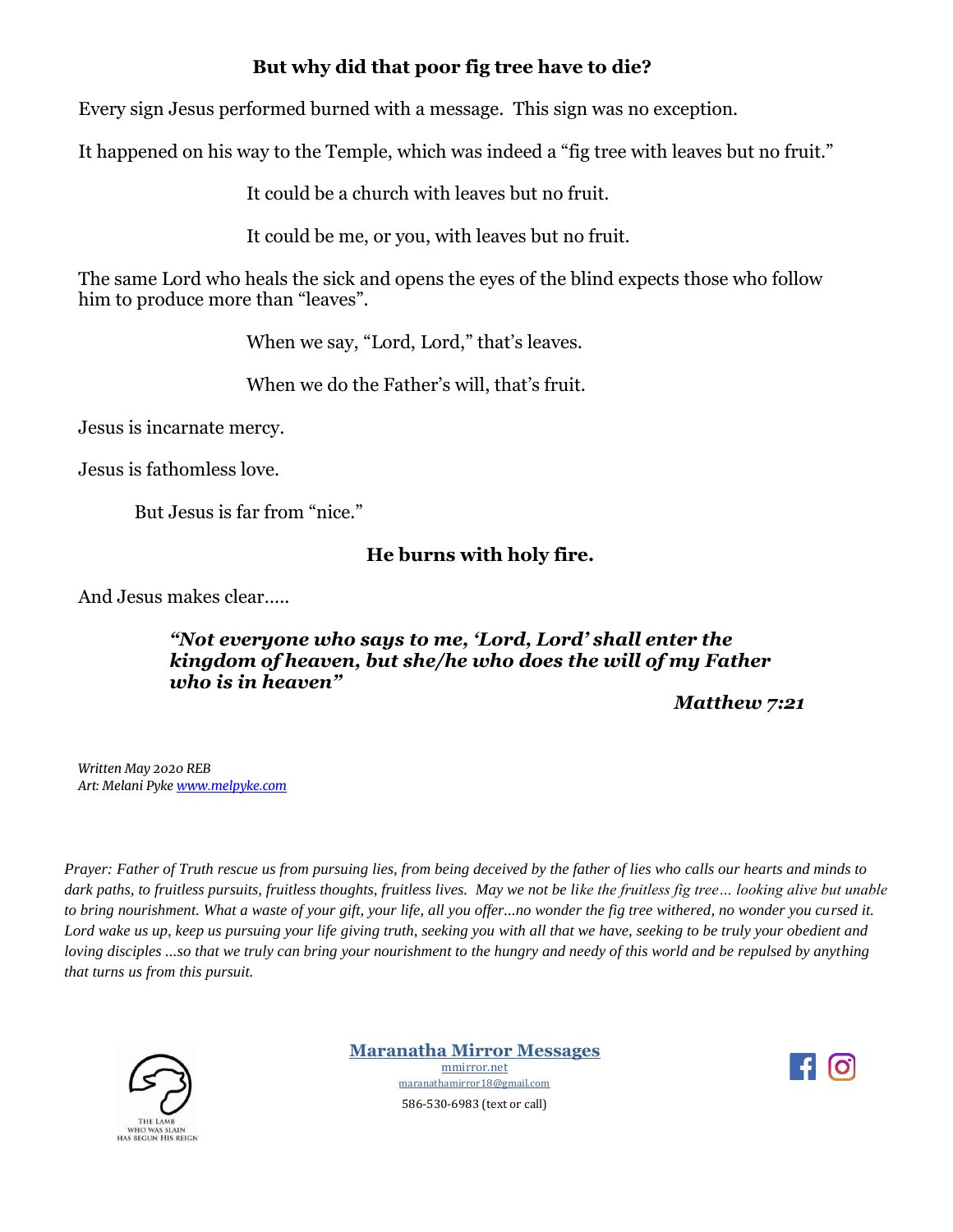**But why did that poor fig tree have to die?**

Every sign Jesus performed burned with a message. This sign was no exception.

It happened on his way to the Temple, which was indeed a "fig tree with leaves but no fruit."

It could be a church with leaves but no fruit.

It could be me, or you, with leaves but no fruit.

The same Lord who heals the sick and opens the eyes of the blind expects those who follow him to produce more than "leaves".

When we say, "Lord, Lord," that's leaves.

When we do the Father's will, that's fruit.

Jesus is incarnate mercy.

Jesus is fathomless love.

But Jesus is far from "nice."

**He burns with holy fire.**

And Jesus makes clear.....

***"Not everyone who says to me, 'Lord, Lord' shall enter the kingdom of heaven, but she/he who does the will of my Father who is in heaven"***

***Matthew 7:21***

*Written May 2020 REB*
*Art: Melani Pyke [www.melpyke.com](www.melpyke.com)*

*Prayer: Father of Truth rescue us from pursuing lies, from being deceived by the father of lies who calls our hearts and minds to dark paths, to fruitless pursuits, fruitless thoughts, fruitless lives. May we not be like the fruitless fig tree… looking alive but unable to bring nourishment. What a waste of your gift, your life, all you offer...no wonder the fig tree withered, no wonder you cursed it. Lord wake us up, keep us pursuing your life giving truth, seeking you with all that we have, seeking to be truly your obedient and loving disciples ...so that we truly can bring your nourishment to the hungry and needy of this world and be repulsed by anything that turns us from this pursuit.*

THE LAMB WHO WAS SLAIN HAS BEGUN HIS REIGN

**Maranatha Mirror Messages**
mmirror.net
maranathamirror18@gmail.com
586-530-6983 (text or call)